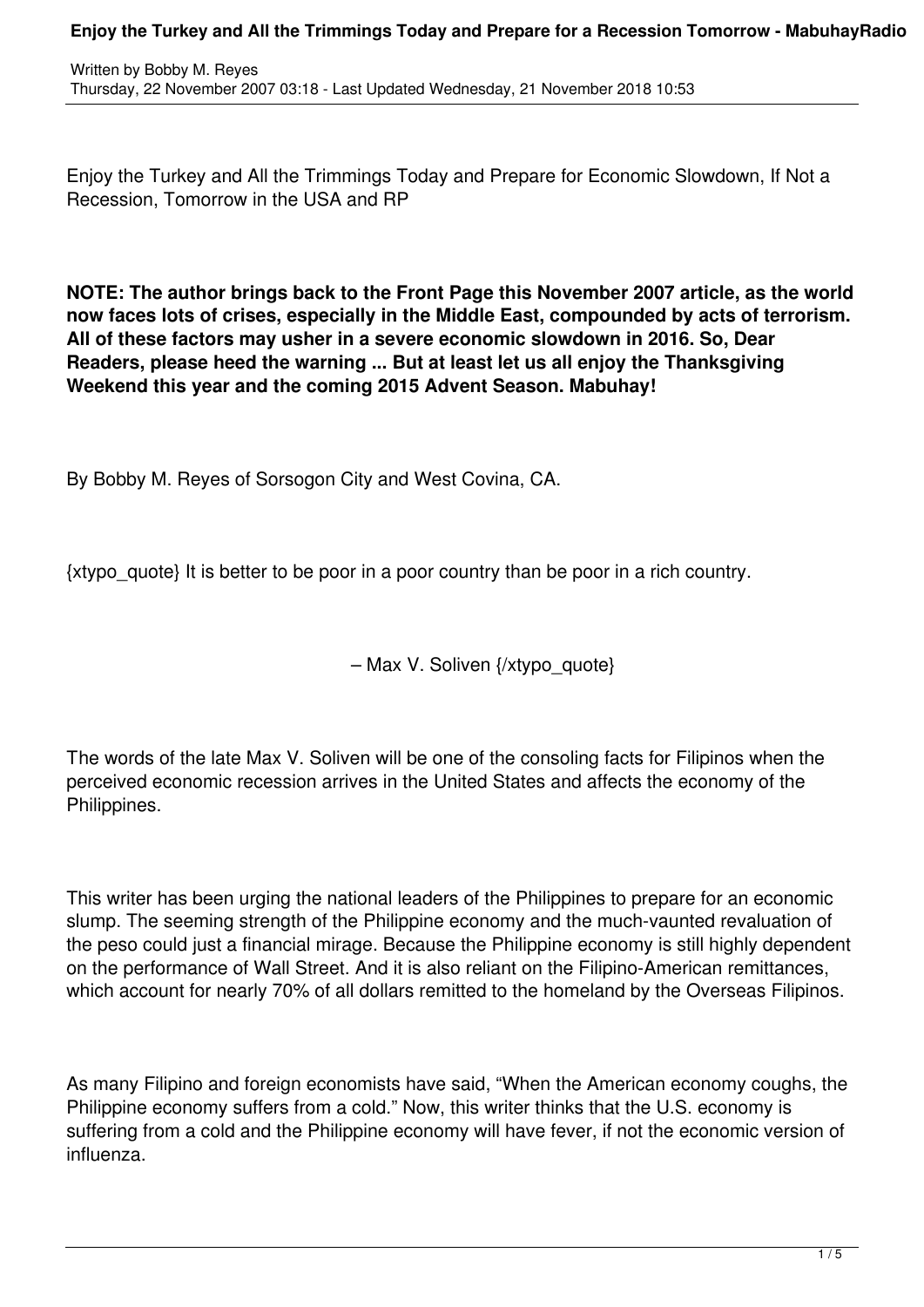Written by Bobby M. Reyes
Thursday, 22 November 2007 03:18 - Last Updated Wednesday, 21 November 2018 10:53

Enjoy the Turkey and All the Trimmings Today and Prepare for Economic Slowdown, If Not a Recession, Tomorrow in the USA and RP

**NOTE: The author brings back to the Front Page this November 2007 article, as the world now faces lots of crises, especially in the Middle East, compounded by acts of terrorism. All of these factors may usher in a severe economic slowdown in 2016. So, Dear Readers, please heed the warning ... But at least let us all enjoy the Thanksgiving Weekend this year and the coming 2015 Advent Season. Mabuhay!**

By Bobby M. Reyes of Sorsogon City and West Covina, CA.

{xtypo_quote} It is better to be poor in a poor country than be poor in a rich country.

– Max V. Soliven {/xtypo_quote}

The words of the late Max V. Soliven will be one of the consoling facts for Filipinos when the perceived economic recession arrives in the United States and affects the economy of the Philippines.

This writer has been urging the national leaders of the Philippines to prepare for an economic slump. The seeming strength of the Philippine economy and the much-vaunted revaluation of the peso could just a financial mirage. Because the Philippine economy is still highly dependent on the performance of Wall Street. And it is also reliant on the Filipino-American remittances, which account for nearly 70% of all dollars remitted to the homeland by the Overseas Filipinos.

As many Filipino and foreign economists have said, "When the American economy coughs, the Philippine economy suffers from a cold." Now, this writer thinks that the U.S. economy is suffering from a cold and the Philippine economy will have fever, if not the economic version of influenza.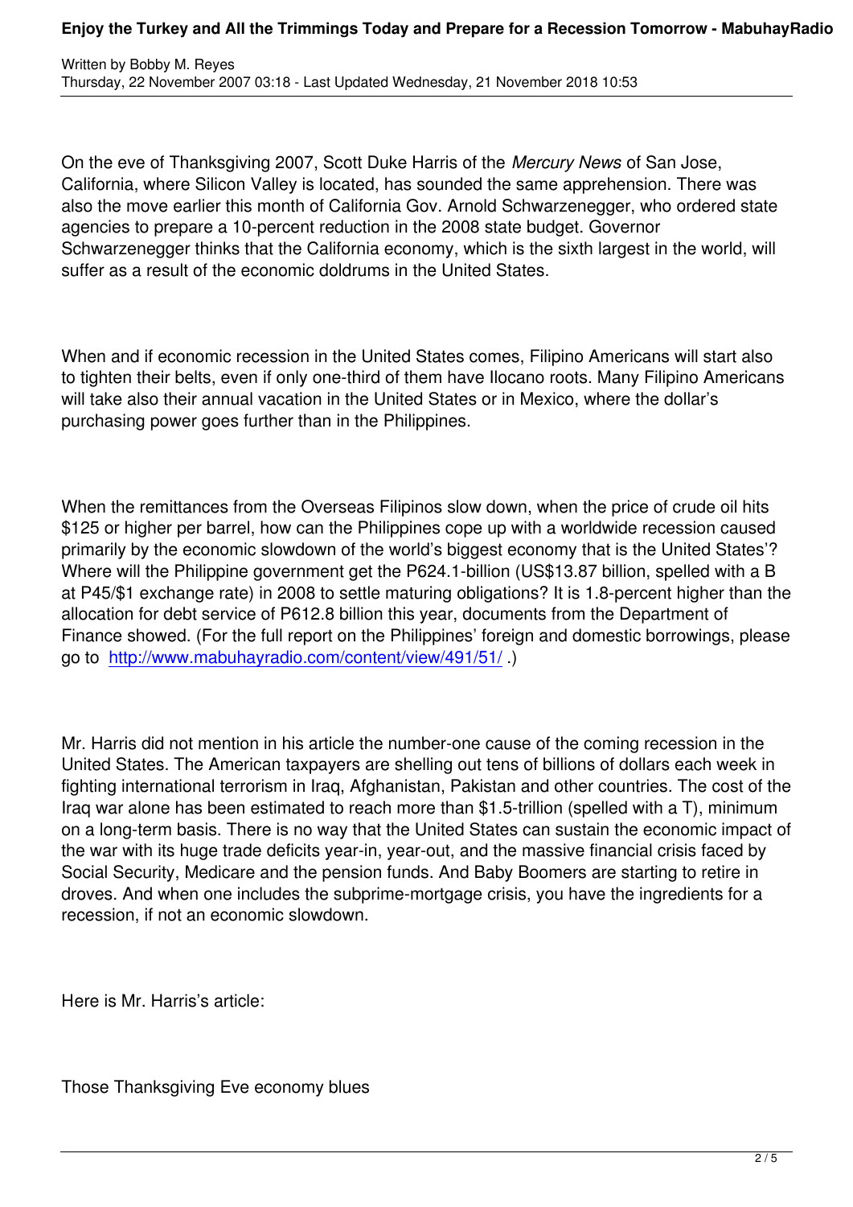On the eve of Thanksgiving 2007, Scott Duke Harris of the *Mercury News* of San Jose, California, where Silicon Valley is located, has sounded the same apprehension. There was also the move earlier this month of California Gov. Arnold Schwarzenegger, who ordered state agencies to prepare a 10-percent reduction in the 2008 state budget. Governor Schwarzenegger thinks that the California economy, which is the sixth largest in the world, will suffer as a result of the economic doldrums in the United States.

When and if economic recession in the United States comes, Filipino Americans will start also to tighten their belts, even if only one-third of them have Ilocano roots. Many Filipino Americans will take also their annual vacation in the United States or in Mexico, where the dollar's purchasing power goes further than in the Philippines.

When the remittances from the Overseas Filipinos slow down, when the price of crude oil hits $125 or higher per barrel, how can the Philippines cope up with a worldwide recession caused primarily by the economic slowdown of the world's biggest economy that is the United States'? Where will the Philippine government get the P624.1-billion (US$13.87 billion, spelled with a B at P45/$1 exchange rate) in 2008 to settle maturing obligations? It is 1.8-percent higher than the allocation for debt service of P612.8 billion this year, documents from the Department of Finance showed. (For the full report on the Philippines' foreign and domestic borrowings, please go to http://www.mabuhayradio.com/content/view/491/51/ .)

Mr. Harris did not mention in his article the number-one cause of the coming recession in the United States. The American taxpayers are shelling out tens of billions of dollars each week in fighting international terrorism in Iraq, Afghanistan, Pakistan and other countries. The cost of the Iraq war alone has been estimated to reach more than $1.5-trillion (spelled with a T), minimum on a long-term basis. There is no way that the United States can sustain the economic impact of the war with its huge trade deficits year-in, year-out, and the massive financial crisis faced by Social Security, Medicare and the pension funds. And Baby Boomers are starting to retire in droves. And when one includes the subprime-mortgage crisis, you have the ingredients for a recession, if not an economic slowdown.

Here is Mr. Harris's article:

Those Thanksgiving Eve economy blues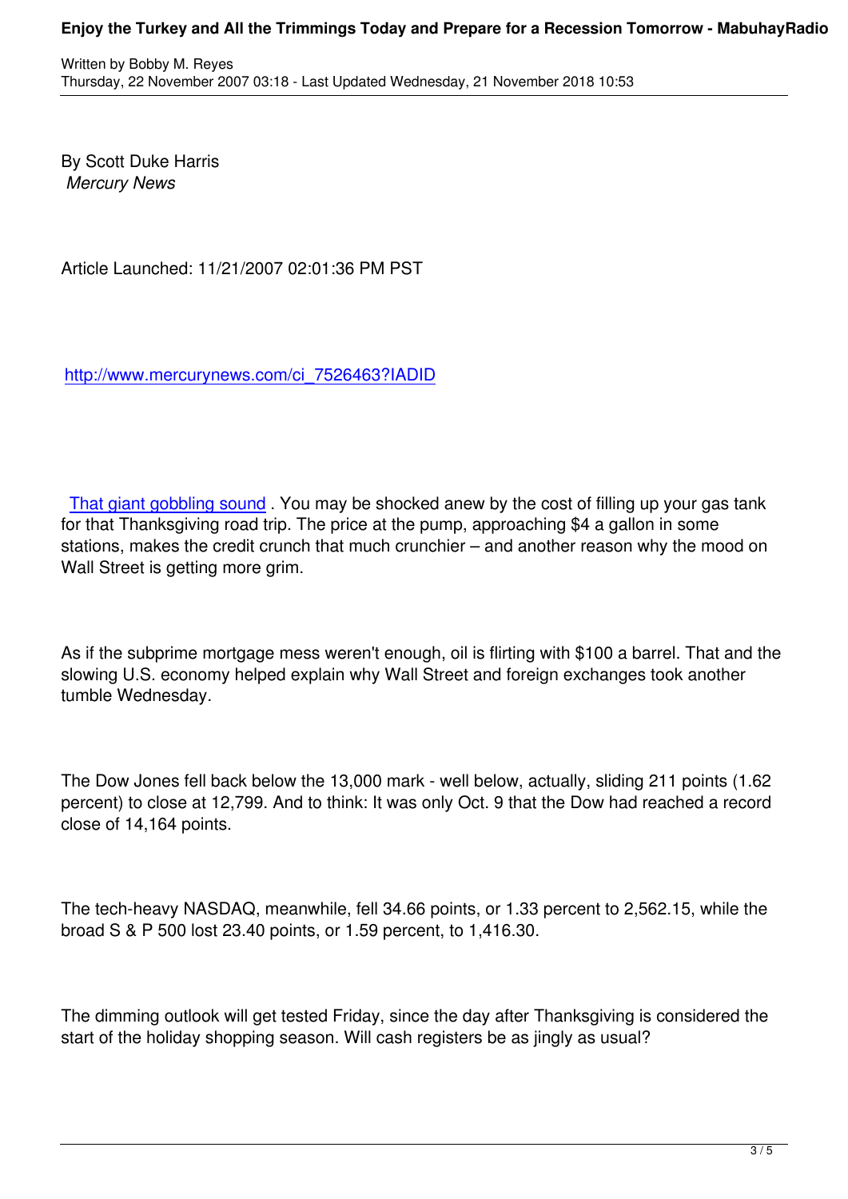By Scott Duke Harris
*Mercury News*

Article Launched: 11/21/2007 02:01:36 PM PST

http://www.mercurynews.com/ci_7526463?IADID

That giant gobbling sound . You may be shocked anew by the cost of filling up your gas tank for that Thanksgiving road trip. The price at the pump, approaching $4 a gallon in some stations, makes the credit crunch that much crunchier – and another reason why the mood on Wall Street is getting more grim.

As if the subprime mortgage mess weren't enough, oil is flirting with $100 a barrel. That and the slowing U.S. economy helped explain why Wall Street and foreign exchanges took another tumble Wednesday.

The Dow Jones fell back below the 13,000 mark - well below, actually, sliding 211 points (1.62 percent) to close at 12,799. And to think: It was only Oct. 9 that the Dow had reached a record close of 14,164 points.

The tech-heavy NASDAQ, meanwhile, fell 34.66 points, or 1.33 percent to 2,562.15, while the broad S & P 500 lost 23.40 points, or 1.59 percent, to 1,416.30.

The dimming outlook will get tested Friday, since the day after Thanksgiving is considered the start of the holiday shopping season. Will cash registers be as jingly as usual?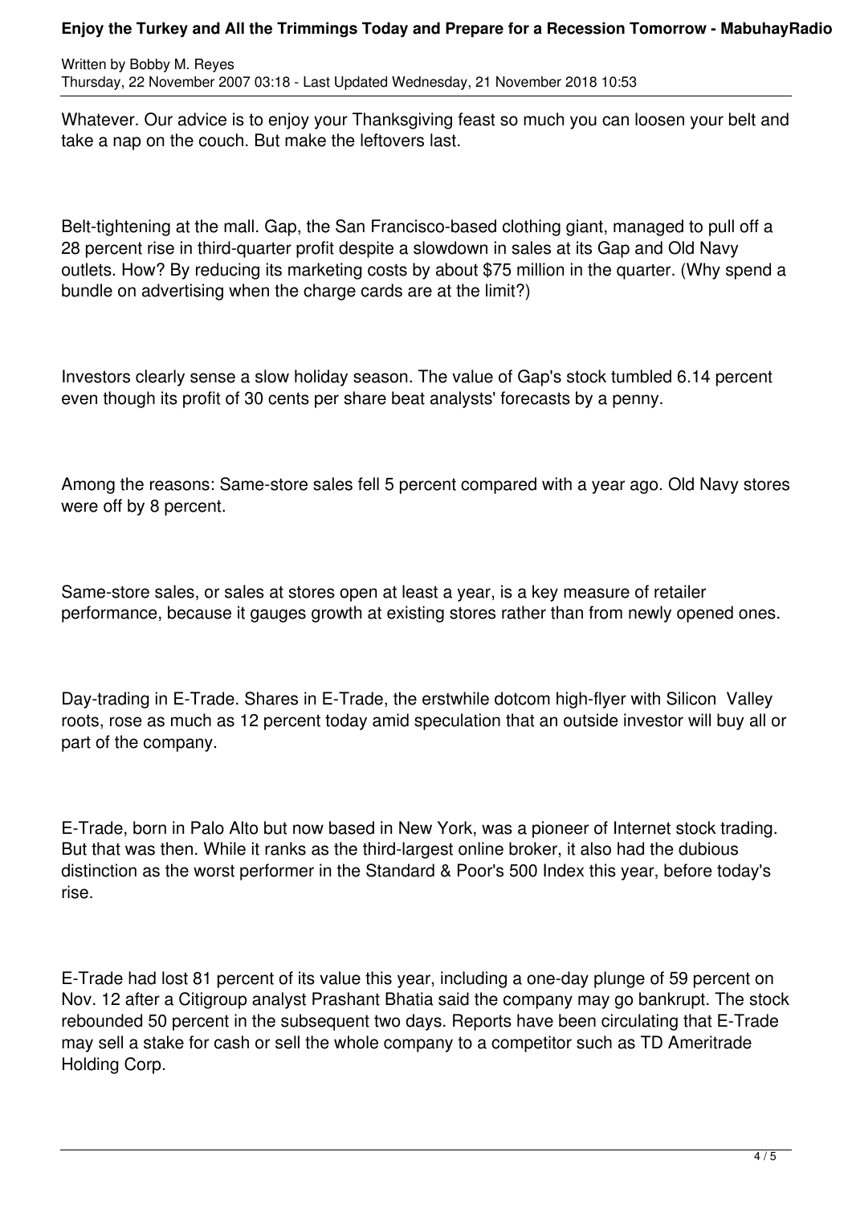Whatever. Our advice is to enjoy your Thanksgiving feast so much you can loosen your belt and take a nap on the couch. But make the leftovers last.

Belt-tightening at the mall. Gap, the San Francisco-based clothing giant, managed to pull off a 28 percent rise in third-quarter profit despite a slowdown in sales at its Gap and Old Navy outlets. How? By reducing its marketing costs by about $75 million in the quarter. (Why spend a bundle on advertising when the charge cards are at the limit?)

Investors clearly sense a slow holiday season. The value of Gap's stock tumbled 6.14 percent even though its profit of 30 cents per share beat analysts' forecasts by a penny.

Among the reasons: Same-store sales fell 5 percent compared with a year ago. Old Navy stores were off by 8 percent.

Same-store sales, or sales at stores open at least a year, is a key measure of retailer performance, because it gauges growth at existing stores rather than from newly opened ones.

Day-trading in E-Trade. Shares in E-Trade, the erstwhile dotcom high-flyer with Silicon Valley roots, rose as much as 12 percent today amid speculation that an outside investor will buy all or part of the company.

E-Trade, born in Palo Alto but now based in New York, was a pioneer of Internet stock trading. But that was then. While it ranks as the third-largest online broker, it also had the dubious distinction as the worst performer in the Standard & Poor's 500 Index this year, before today's rise.

E-Trade had lost 81 percent of its value this year, including a one-day plunge of 59 percent on Nov. 12 after a Citigroup analyst Prashant Bhatia said the company may go bankrupt. The stock rebounded 50 percent in the subsequent two days. Reports have been circulating that E-Trade may sell a stake for cash or sell the whole company to a competitor such as TD Ameritrade Holding Corp.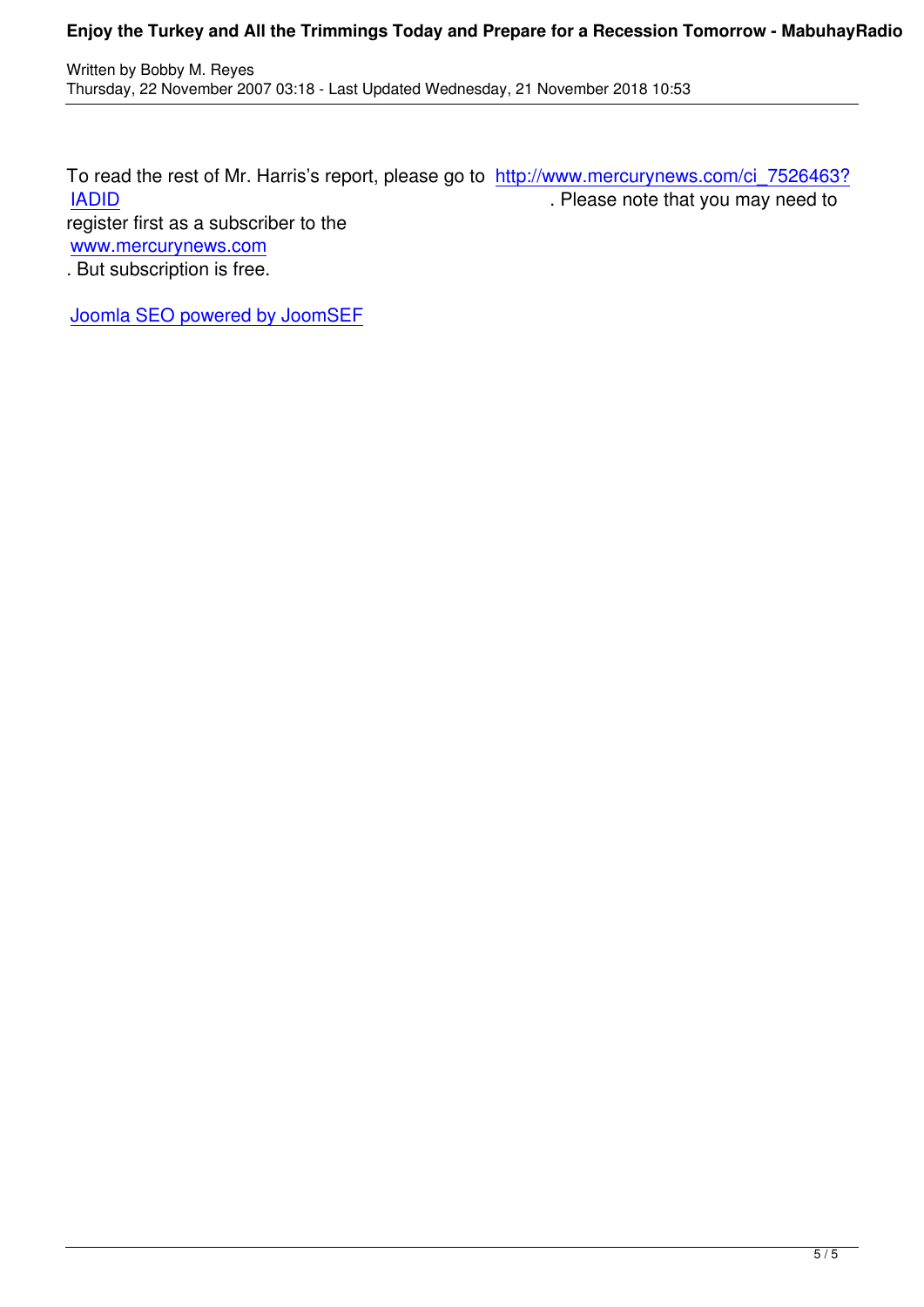To read the rest of Mr. Harris's report, please go to http://www.mercurynews.com/ci_7526463?IADID. Please note that you may need to register first as a subscriber to the www.mercurynews.com. But subscription is free.

Joomla SEO powered by JoomSEF